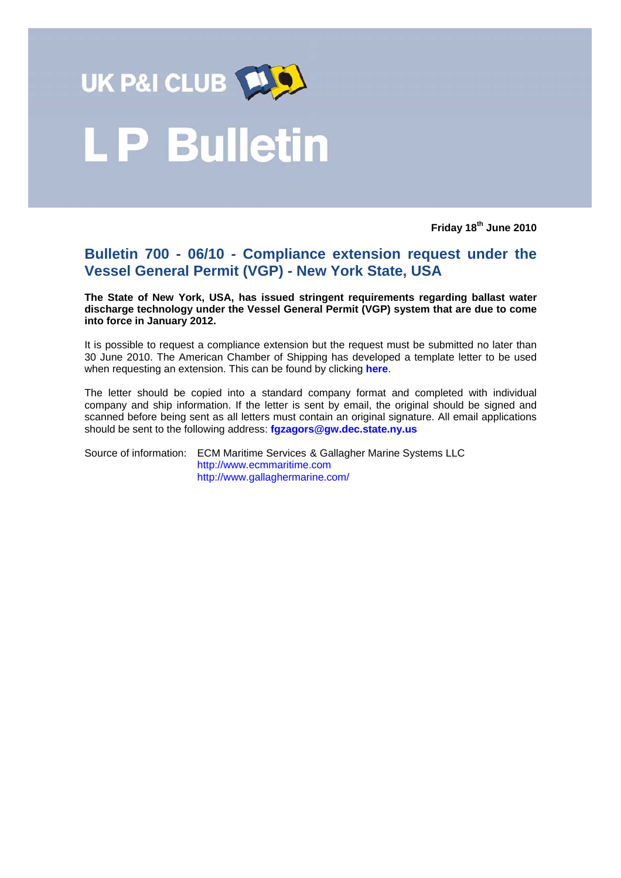UK P&I CLUB

# LP Bulletin

**Friday 18th June 2010**

## Bulletin 700 - 06/10 - Compliance extension request under the Vessel General Permit (VGP) - New York State, USA

**The State of New York, USA, has issued stringent requirements regarding ballast water discharge technology under the Vessel General Permit (VGP) system that are due to come into force in January 2012.**

It is possible to request a compliance extension but the request must be submitted no later than 30 June 2010. The American Chamber of Shipping has developed a template letter to be used when requesting an extension. This can be found by clicking **here**.

The letter should be copied into a standard company format and completed with individual company and ship information. If the letter is sent by email, the original should be signed and scanned before being sent as all letters must contain an original signature. All email applications should be sent to the following address: **fgzagors@gw.dec.state.ny.us**

Source of information: ECM Maritime Services & Gallagher Marine Systems LLC
http://www.ecmmaritime.com
http://www.gallaghermarine.com/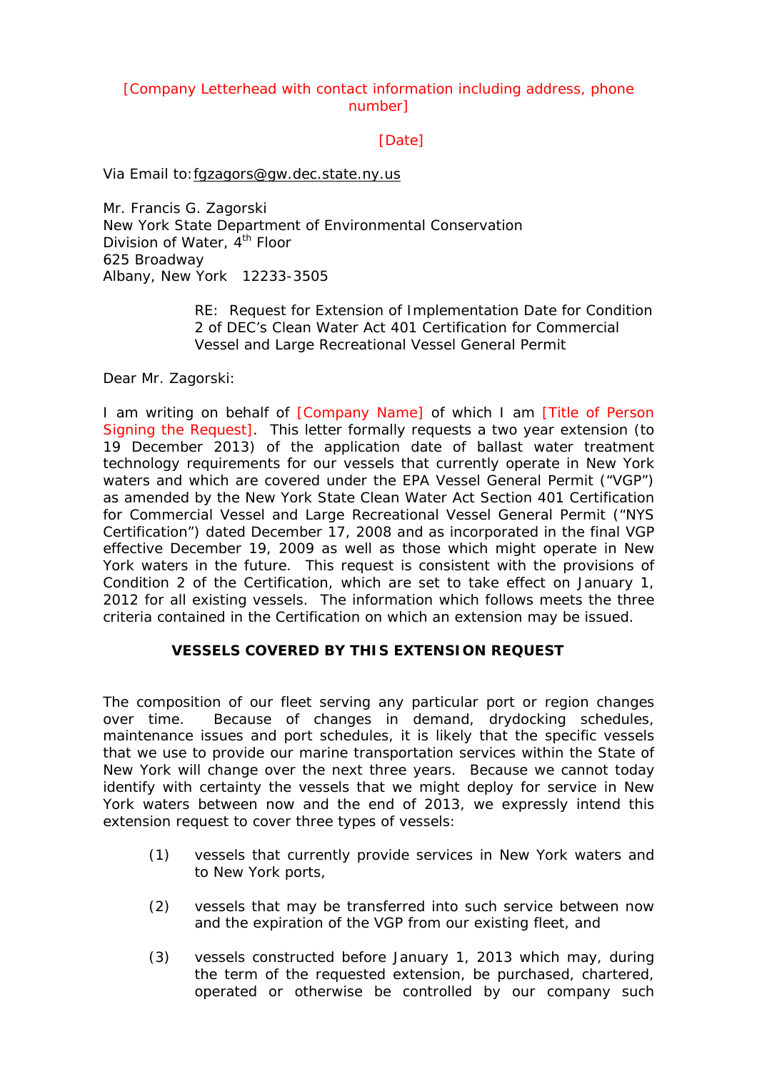[Company Letterhead with contact information including address, phone number]

[Date]

Via Email to: fgzagors@gw.dec.state.ny.us

Mr. Francis G. Zagorski
New York State Department of Environmental Conservation
Division of Water, 4th Floor
625 Broadway
Albany, New York 12233-3505

RE: Request for Extension of Implementation Date for Condition 2 of DEC's Clean Water Act 401 Certification for Commercial Vessel and Large Recreational Vessel General Permit

Dear Mr. Zagorski:

I am writing on behalf of [Company Name] of which I am [Title of Person Signing the Request]. This letter formally requests a two year extension (to 19 December 2013) of the application date of ballast water treatment technology requirements for our vessels that currently operate in New York waters and which are covered under the EPA Vessel General Permit ("VGP") as amended by the New York State Clean Water Act Section 401 Certification for Commercial Vessel and Large Recreational Vessel General Permit ("NYS Certification") dated December 17, 2008 and as incorporated in the final VGP effective December 19, 2009 as well as those which might operate in New York waters in the future. This request is consistent with the provisions of Condition 2 of the Certification, which are set to take effect on January 1, 2012 for all existing vessels. The information which follows meets the three criteria contained in the Certification on which an extension may be issued.

**VESSELS COVERED BY THIS EXTENSION REQUEST**

The composition of our fleet serving any particular port or region changes over time. Because of changes in demand, drydocking schedules, maintenance issues and port schedules, it is likely that the specific vessels that we use to provide our marine transportation services within the State of New York will change over the next three years. Because we cannot today identify with certainty the vessels that we might deploy for service in New York waters between now and the end of 2013, we expressly intend this extension request to cover three types of vessels:

(1) vessels that currently provide services in New York waters and to New York ports,

(2) vessels that may be transferred into such service between now and the expiration of the VGP from our existing fleet, and

(3) vessels constructed before January 1, 2013 which may, during the term of the requested extension, be purchased, chartered, operated or otherwise be controlled by our company such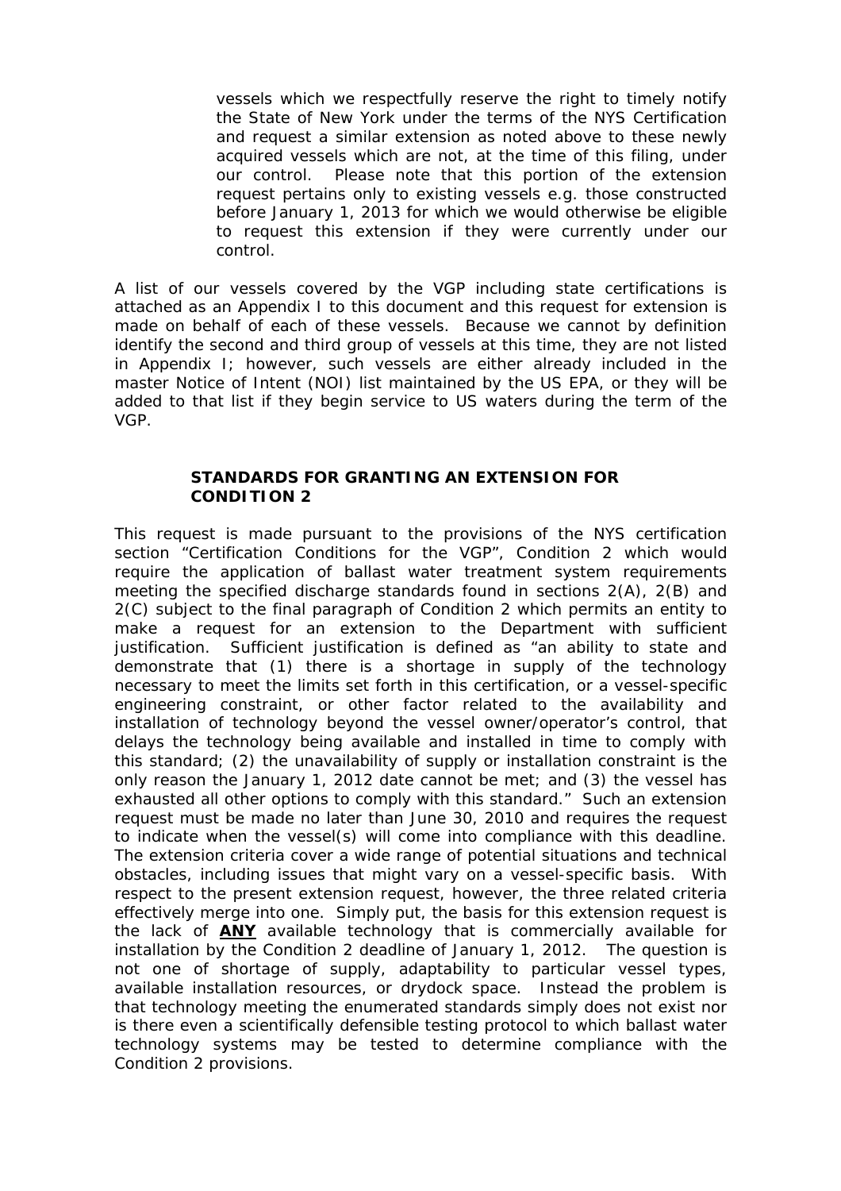vessels which we respectfully reserve the right to timely notify the State of New York under the terms of the NYS Certification and request a similar extension as noted above to these newly acquired vessels which are not, at the time of this filing, under our control. Please note that this portion of the extension request pertains only to existing vessels e.g. those constructed before January 1, 2013 for which we would otherwise be eligible to request this extension if they were currently under our control.

A list of our vessels covered by the VGP including state certifications is attached as an Appendix I to this document and this request for extension is made on behalf of each of these vessels. Because we cannot by definition identify the second and third group of vessels at this time, they are not listed in Appendix I; however, such vessels are either already included in the master Notice of Intent (NOI) list maintained by the US EPA, or they will be added to that list if they begin service to US waters during the term of the VGP.

## STANDARDS FOR GRANTING AN EXTENSION FOR CONDITION 2

This request is made pursuant to the provisions of the NYS certification section "Certification Conditions for the VGP", Condition 2 which would require the application of ballast water treatment system requirements meeting the specified discharge standards found in sections 2(A), 2(B) and 2(C) subject to the final paragraph of Condition 2 which permits an entity to make a request for an extension to the Department with sufficient justification. Sufficient justification is defined as "an ability to state and demonstrate that (1) there is a shortage in supply of the technology necessary to meet the limits set forth in this certification, or a vessel-specific engineering constraint, or other factor related to the availability and installation of technology beyond the vessel owner/operator's control, that delays the technology being available and installed in time to comply with this standard; (2) the unavailability of supply or installation constraint is the only reason the January 1, 2012 date cannot be met; and (3) the vessel has exhausted all other options to comply with this standard." Such an extension request must be made no later than June 30, 2010 and requires the request to indicate when the vessel(s) will come into compliance with this deadline. The extension criteria cover a wide range of potential situations and technical obstacles, including issues that might vary on a vessel-specific basis. With respect to the present extension request, however, the three related criteria effectively merge into one. Simply put, the basis for this extension request is the lack of **ANY** available technology that is commercially available for installation by the Condition 2 deadline of January 1, 2012. The question is not one of shortage of supply, adaptability to particular vessel types, available installation resources, or drydock space. Instead the problem is that technology meeting the enumerated standards simply does not exist nor is there even a scientifically defensible testing protocol to which ballast water technology systems may be tested to determine compliance with the Condition 2 provisions.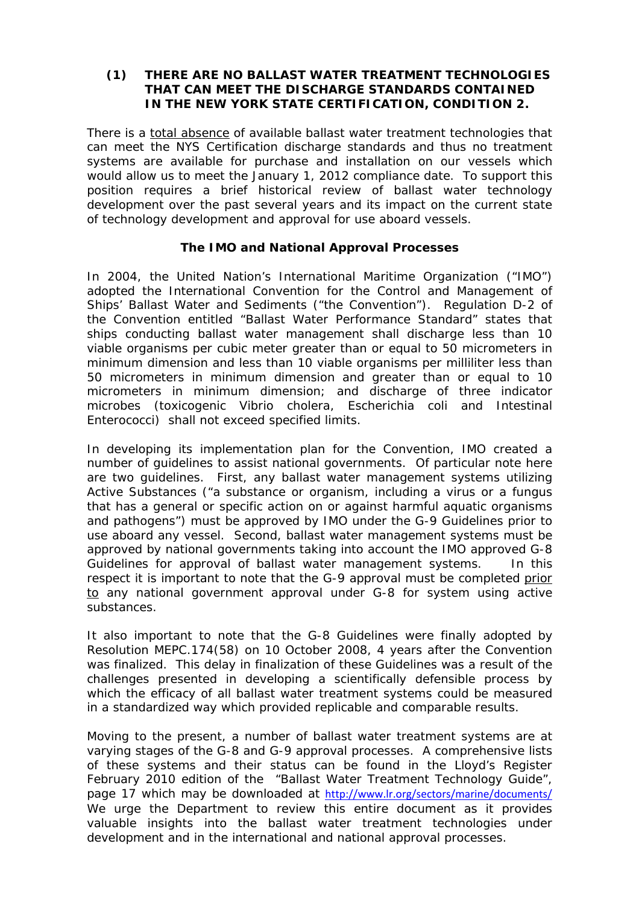## (1) THERE ARE NO BALLAST WATER TREATMENT TECHNOLOGIES THAT CAN MEET THE DISCHARGE STANDARDS CONTAINED IN THE NEW YORK STATE CERTIFICATION, CONDITION 2.

There is a total absence of available ballast water treatment technologies that can meet the NYS Certification discharge standards and thus no treatment systems are available for purchase and installation on our vessels which would allow us to meet the January 1, 2012 compliance date. To support this position requires a brief historical review of ballast water technology development over the past several years and its impact on the current state of technology development and approval for use aboard vessels.

### The IMO and National Approval Processes

In 2004, the United Nation's International Maritime Organization ("IMO") adopted the International Convention for the Control and Management of Ships' Ballast Water and Sediments ("the Convention"). Regulation D-2 of the Convention entitled "Ballast Water Performance Standard" states that ships conducting ballast water management shall discharge less than 10 viable organisms per cubic meter greater than or equal to 50 micrometers in minimum dimension and less than 10 viable organisms per milliliter less than 50 micrometers in minimum dimension and greater than or equal to 10 micrometers in minimum dimension; and discharge of three indicator microbes (toxicogenic Vibrio cholera, Escherichia coli and Intestinal Enterococci) shall not exceed specified limits.

In developing its implementation plan for the Convention, IMO created a number of guidelines to assist national governments. Of particular note here are two guidelines. First, any ballast water management systems utilizing Active Substances ("a substance or organism, including a virus or a fungus that has a general or specific action on or against harmful aquatic organisms and pathogens") must be approved by IMO under the G-9 Guidelines prior to use aboard any vessel. Second, ballast water management systems must be approved by national governments taking into account the IMO approved G-8 Guidelines for approval of ballast water management systems. In this respect it is important to note that the G-9 approval must be completed prior to any national government approval under G-8 for system using active substances.

It also important to note that the G-8 Guidelines were finally adopted by Resolution MEPC.174(58) on 10 October 2008, 4 years after the Convention was finalized. This delay in finalization of these Guidelines was a result of the challenges presented in developing a scientifically defensible process by which the efficacy of all ballast water treatment systems could be measured in a standardized way which provided replicable and comparable results.

Moving to the present, a number of ballast water treatment systems are at varying stages of the G-8 and G-9 approval processes. A comprehensive lists of these systems and their status can be found in the Lloyd's Register February 2010 edition of the "Ballast Water Treatment Technology Guide", page 17 which may be downloaded at http://www.lr.org/sectors/marine/documents/ We urge the Department to review this entire document as it provides valuable insights into the ballast water treatment technologies under development and in the international and national approval processes.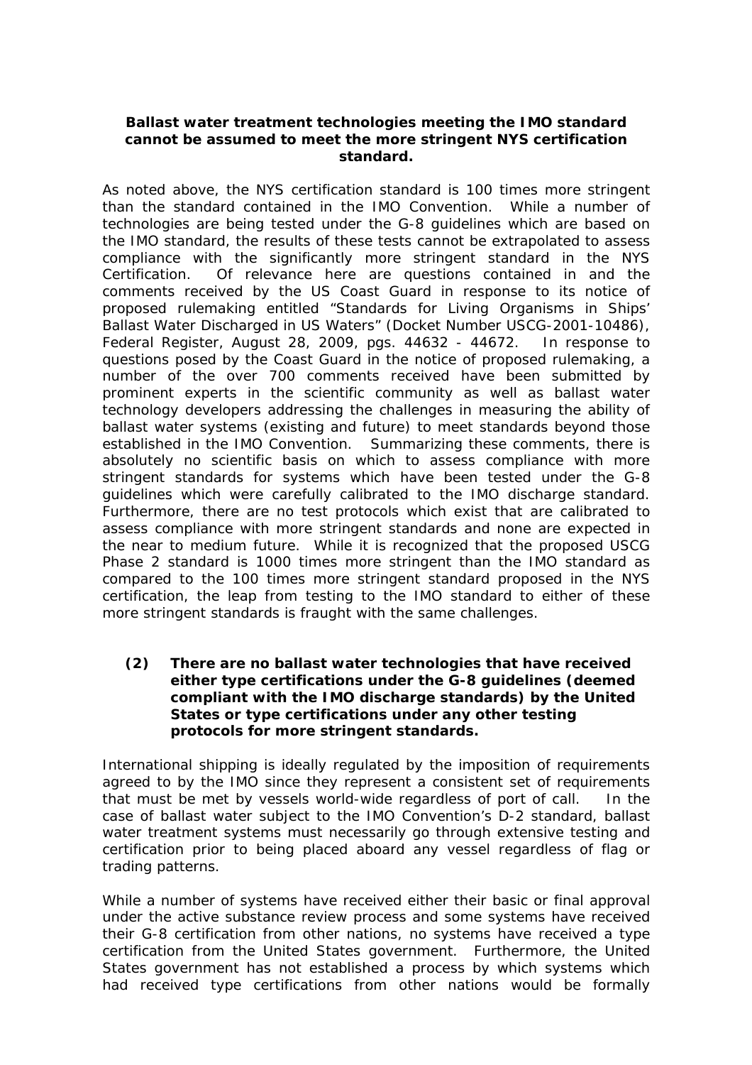**Ballast water treatment technologies meeting the IMO standard cannot be assumed to meet the more stringent NYS certification standard.**

As noted above, the NYS certification standard is 100 times more stringent than the standard contained in the IMO Convention. While a number of technologies are being tested under the G-8 guidelines which are based on the IMO standard, the results of these tests cannot be extrapolated to assess compliance with the significantly more stringent standard in the NYS Certification. Of relevance here are questions contained in and the comments received by the US Coast Guard in response to its notice of proposed rulemaking entitled "Standards for Living Organisms in Ships' Ballast Water Discharged in US Waters" (Docket Number USCG-2001-10486), Federal Register, August 28, 2009, pgs. 44632 - 44672. In response to questions posed by the Coast Guard in the notice of proposed rulemaking, a number of the over 700 comments received have been submitted by prominent experts in the scientific community as well as ballast water technology developers addressing the challenges in measuring the ability of ballast water systems (existing and future) to meet standards beyond those established in the IMO Convention. Summarizing these comments, there is absolutely no scientific basis on which to assess compliance with more stringent standards for systems which have been tested under the G-8 guidelines which were carefully calibrated to the IMO discharge standard. Furthermore, there are no test protocols which exist that are calibrated to assess compliance with more stringent standards and none are expected in the near to medium future. While it is recognized that the proposed USCG Phase 2 standard is 1000 times more stringent than the IMO standard as compared to the 100 times more stringent standard proposed in the NYS certification, the leap from testing to the IMO standard to either of these more stringent standards is fraught with the same challenges.

**(2) There are no ballast water technologies that have received either type certifications under the G-8 guidelines (deemed compliant with the IMO discharge standards) by the United States or type certifications under any other testing protocols for more stringent standards.**

International shipping is ideally regulated by the imposition of requirements agreed to by the IMO since they represent a consistent set of requirements that must be met by vessels world-wide regardless of port of call. In the case of ballast water subject to the IMO Convention's D-2 standard, ballast water treatment systems must necessarily go through extensive testing and certification prior to being placed aboard any vessel regardless of flag or trading patterns.

While a number of systems have received either their basic or final approval under the active substance review process and some systems have received their G-8 certification from other nations, no systems have received a type certification from the United States government. Furthermore, the United States government has not established a process by which systems which had received type certifications from other nations would be formally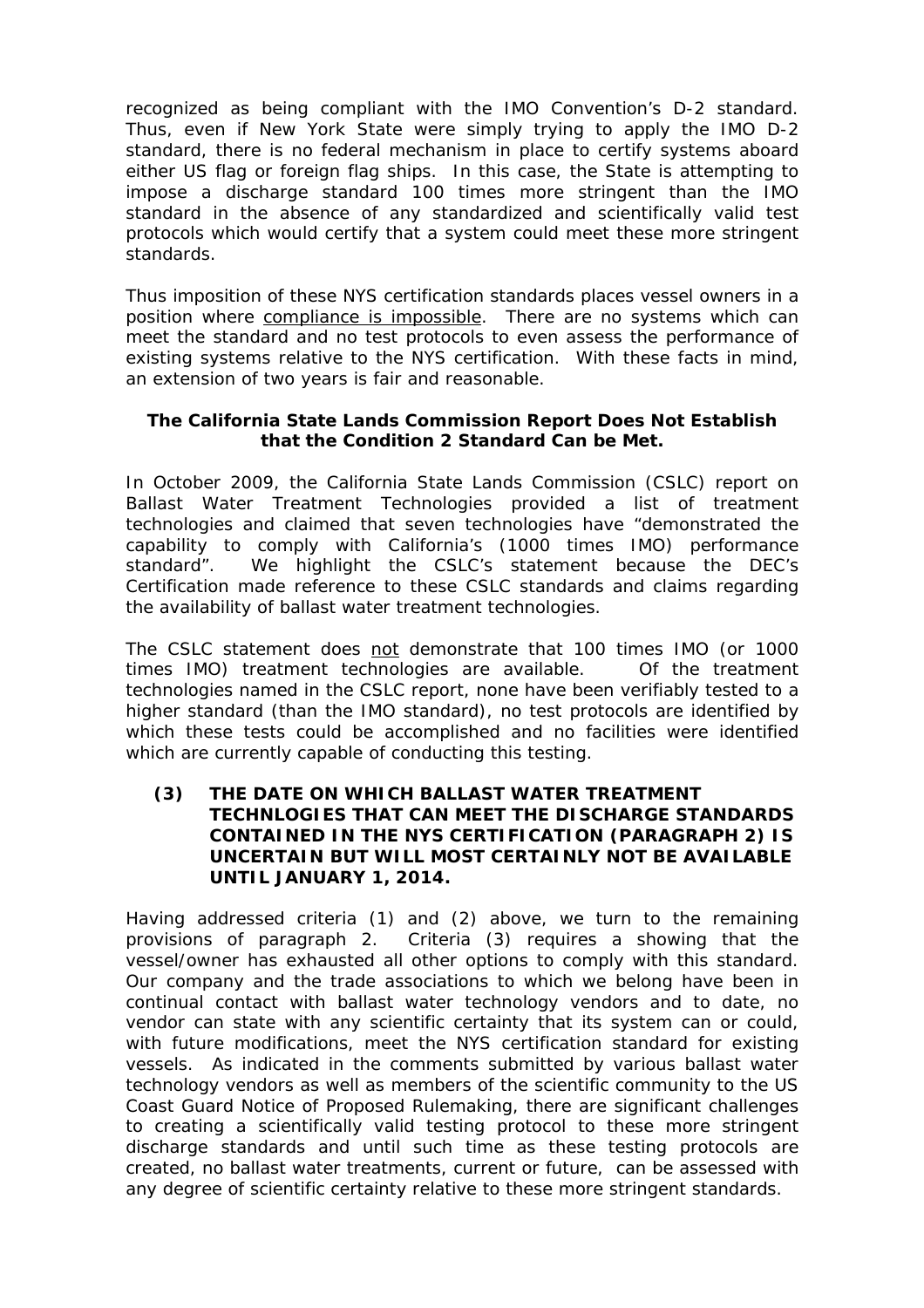recognized as being compliant with the IMO Convention's D-2 standard. Thus, even if New York State were simply trying to apply the IMO D-2 standard, there is no federal mechanism in place to certify systems aboard either US flag or foreign flag ships. In this case, the State is attempting to impose a discharge standard 100 times more stringent than the IMO standard in the absence of any standardized and scientifically valid test protocols which would certify that a system could meet these more stringent standards.

Thus imposition of these NYS certification standards places vessel owners in a position where compliance is impossible. There are no systems which can meet the standard and no test protocols to even assess the performance of existing systems relative to the NYS certification. With these facts in mind, an extension of two years is fair and reasonable.

**The California State Lands Commission Report Does Not Establish that the Condition 2 Standard Can be Met.**

In October 2009, the California State Lands Commission (CSLC) report on Ballast Water Treatment Technologies provided a list of treatment technologies and claimed that seven technologies have "demonstrated the capability to comply with California's (1000 times IMO) performance standard". We highlight the CSLC's statement because the DEC's Certification made reference to these CSLC standards and claims regarding the availability of ballast water treatment technologies.

The CSLC statement does not demonstrate that 100 times IMO (or 1000 times IMO) treatment technologies are available. Of the treatment technologies named in the CSLC report, none have been verifiably tested to a higher standard (than the IMO standard), no test protocols are identified by which these tests could be accomplished and no facilities were identified which are currently capable of conducting this testing.

**(3) THE DATE ON WHICH BALLAST WATER TREATMENT TECHNLOGIES THAT CAN MEET THE DISCHARGE STANDARDS CONTAINED IN THE NYS CERTIFICATION (PARAGRAPH 2) IS UNCERTAIN BUT WILL MOST CERTAINLY NOT BE AVAILABLE UNTIL JANUARY 1, 2014.**

Having addressed criteria (1) and (2) above, we turn to the remaining provisions of paragraph 2. Criteria (3) requires a showing that the vessel/owner has exhausted all other options to comply with this standard. Our company and the trade associations to which we belong have been in continual contact with ballast water technology vendors and to date, no vendor can state with any scientific certainty that its system can or could, with future modifications, meet the NYS certification standard for existing vessels. As indicated in the comments submitted by various ballast water technology vendors as well as members of the scientific community to the US Coast Guard Notice of Proposed Rulemaking, there are significant challenges to creating a scientifically valid testing protocol to these more stringent discharge standards and until such time as these testing protocols are created, no ballast water treatments, current or future, can be assessed with any degree of scientific certainty relative to these more stringent standards.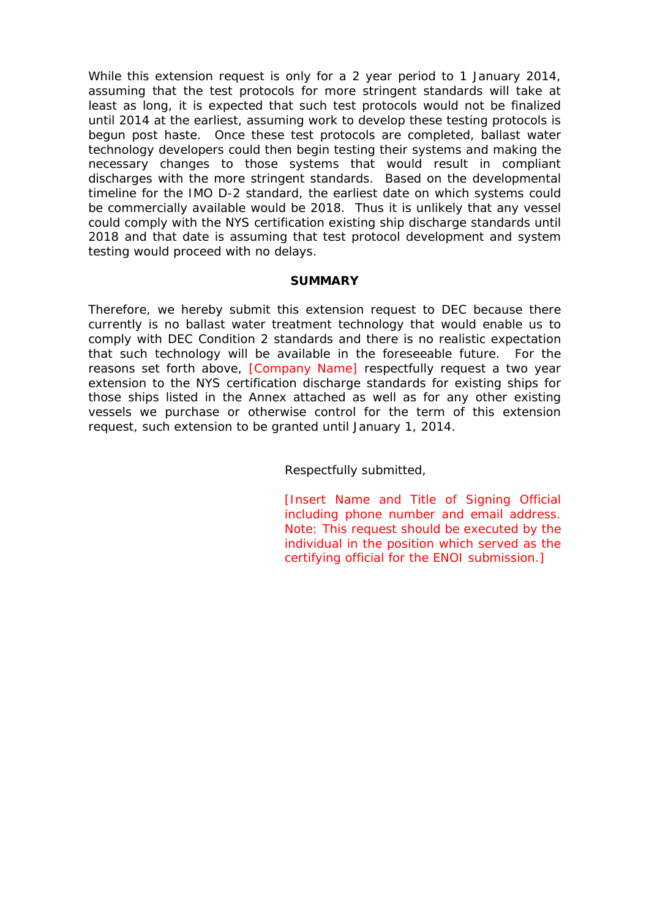While this extension request is only for a 2 year period to 1 January 2014, assuming that the test protocols for more stringent standards will take at least as long, it is expected that such test protocols would not be finalized until 2014 at the earliest, assuming work to develop these testing protocols is begun post haste. Once these test protocols are completed, ballast water technology developers could then begin testing their systems and making the necessary changes to those systems that would result in compliant discharges with the more stringent standards. Based on the developmental timeline for the IMO D-2 standard, the earliest date on which systems could be commercially available would be 2018. Thus it is unlikely that any vessel could comply with the NYS certification existing ship discharge standards until 2018 and that date is assuming that test protocol development and system testing would proceed with no delays.

## SUMMARY

Therefore, we hereby submit this extension request to DEC because there currently is no ballast water treatment technology that would enable us to comply with DEC Condition 2 standards and there is no realistic expectation that such technology will be available in the foreseeable future. For the reasons set forth above, [Company Name] respectfully request a two year extension to the NYS certification discharge standards for existing ships for those ships listed in the Annex attached as well as for any other existing vessels we purchase or otherwise control for the term of this extension request, such extension to be granted until January 1, 2014.

Respectfully submitted,

[Insert Name and Title of Signing Official including phone number and email address. Note: This request should be executed by the individual in the position which served as the certifying official for the ENOI submission.]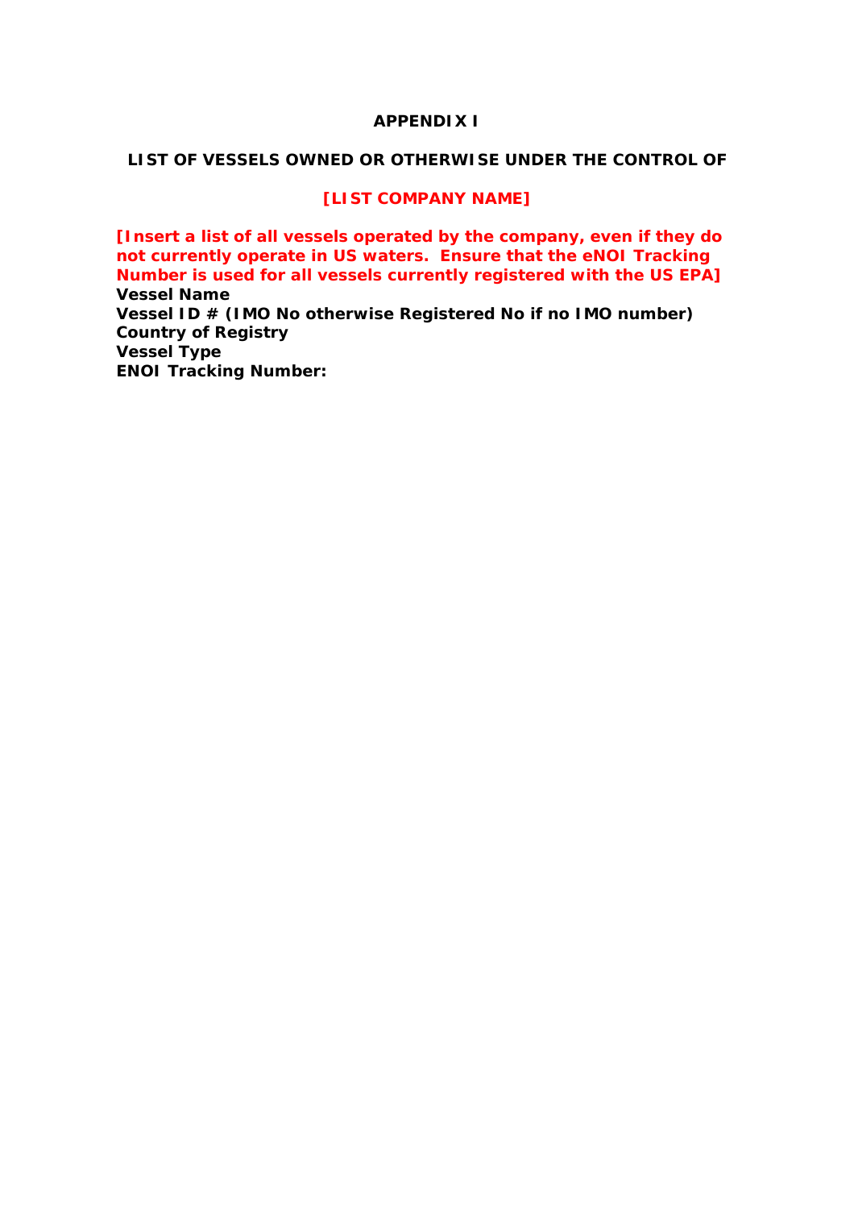# APPENDIX I

## LIST OF VESSELS OWNED OR OTHERWISE UNDER THE CONTROL OF

## [LIST COMPANY NAME]

**[Insert a list of all vessels operated by the company, even if they do not currently operate in US waters. Ensure that the eNOI Tracking Number is used for all vessels currently registered with the US EPA]**

**Vessel Name**
**Vessel ID # (IMO No otherwise Registered No if no IMO number)**
**Country of Registry**
**Vessel Type**
**ENOI Tracking Number:**